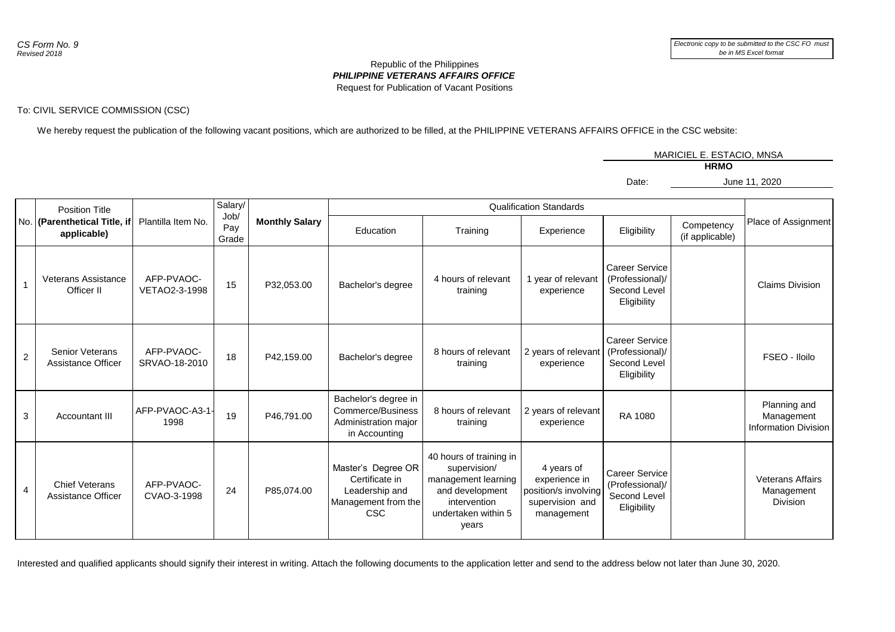*CS Form No. 9*
*Revised 2018*

*Electronic copy to be submitted to the CSC FO must be in MS Excel format*

Republic of the Philippines
***PHILIPPINE VETERANS AFFAIRS OFFICE***
Request for Publication of Vacant Positions

To: CIVIL SERVICE COMMISSION (CSC)

We hereby request the publication of the following vacant positions, which are authorized to be filled, at the PHILIPPINE VETERANS AFFAIRS OFFICE in the CSC website:

MARICIEL E. ESTACIO, MNSA
**HRMO**

Date: June 11, 2020

| No. | Position Title **(Parenthetical Title, if applicable)** | Plantilla Item No. | Salary/ Job/ Pay Grade | **Monthly Salary** | Qualification Standards | | | | | Place of Assignment |
|---|---|---|---|---|---|---|---|---|---|---|
| | | | | | Education | Training | Experience | Eligibility | Competency (if applicable) | |
| 1 | Veterans Assistance Officer II | AFP-PVAOC-VETAO2-3-1998 | 15 | P32,053.00 | Bachelor's degree | 4 hours of relevant training | 1 year of relevant experience | Career Service (Professional)/ Second Level Eligibility | | Claims Division |
| 2 | Senior Veterans Assistance Officer | AFP-PVAOC-SRVAO-18-2010 | 18 | P42,159.00 | Bachelor's degree | 8 hours of relevant training | 2 years of relevant experience | Career Service (Professional)/ Second Level Eligibility | | FSEO - Iloilo |
| 3 | Accountant III | AFP-PVAOC-A3-1-1998 | 19 | P46,791.00 | Bachelor's degree in Commerce/Business Administration major in Accounting | 8 hours of relevant training | 2 years of relevant experience | RA 1080 | | Planning and Management Information Division |
| 4 | Chief Veterans Assistance Officer | AFP-PVAOC-CVAO-3-1998 | 24 | P85,074.00 | Master's Degree OR Certificate in Leadership and Management from the CSC | 40 hours of training in supervision/ management learning and development intervention undertaken within 5 years | 4 years of experience in position/s involving supervision and management | Career Service (Professional)/ Second Level Eligibility | | Veterans Affairs Management Division |

Interested and qualified applicants should signify their interest in writing. Attach the following documents to the application letter and send to the address below not later than June 30, 2020.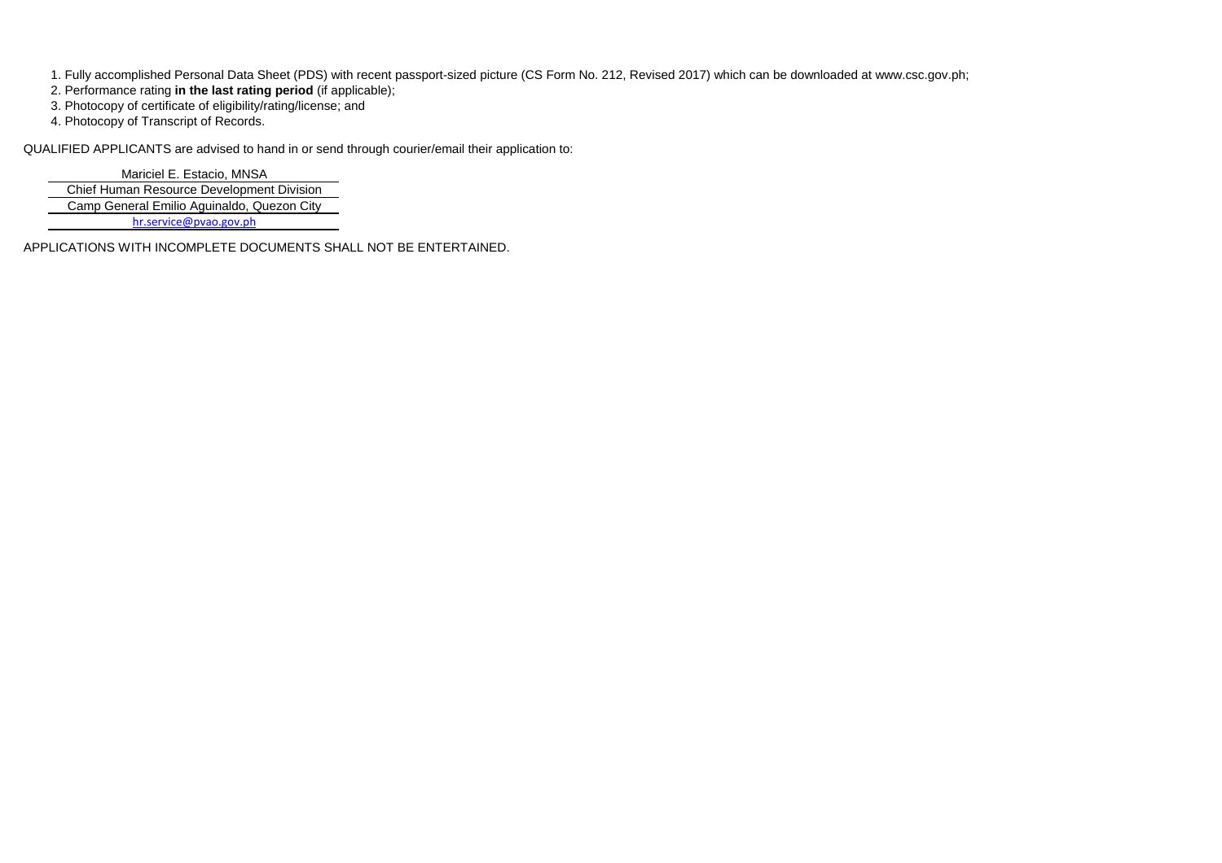1. Fully accomplished Personal Data Sheet (PDS) with recent passport-sized picture (CS Form No. 212, Revised 2017) which can be downloaded at www.csc.gov.ph;
2. Performance rating **in the last rating period** (if applicable);
3. Photocopy of certificate of eligibility/rating/license; and
4. Photocopy of Transcript of Records.

QUALIFIED APPLICANTS are advised to hand in or send through courier/email their application to:

Mariciel E. Estacio, MNSA
Chief Human Resource Development Division
Camp General Emilio Aguinaldo, Quezon City
hr.service@pvao.gov.ph

APPLICATIONS WITH INCOMPLETE DOCUMENTS SHALL NOT BE ENTERTAINED.